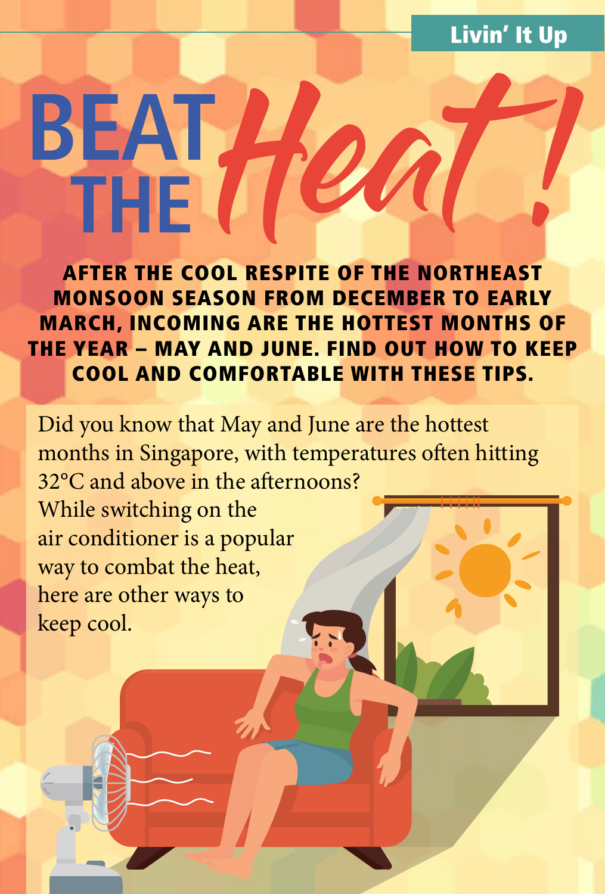Livin' It Up

# BEAT THE *Heat!*

**AFTER THE COOL RESPITE OF THE NORTHEAST MONSOON SEASON FROM DECEMBER TO EARLY MARCH, INCOMING ARE THE HOTTEST MONTHS OF THE YEAR – MAY AND JUNE. FIND OUT HOW TO KEEP COOL AND COMFORTABLE WITH THESE TIPS.**

Did you know that May and June are the hottest months in Singapore, with temperatures often hitting 32°C and above in the afternoons? While switching on the air conditioner is a popular way to combat the heat, here are other ways to keep cool.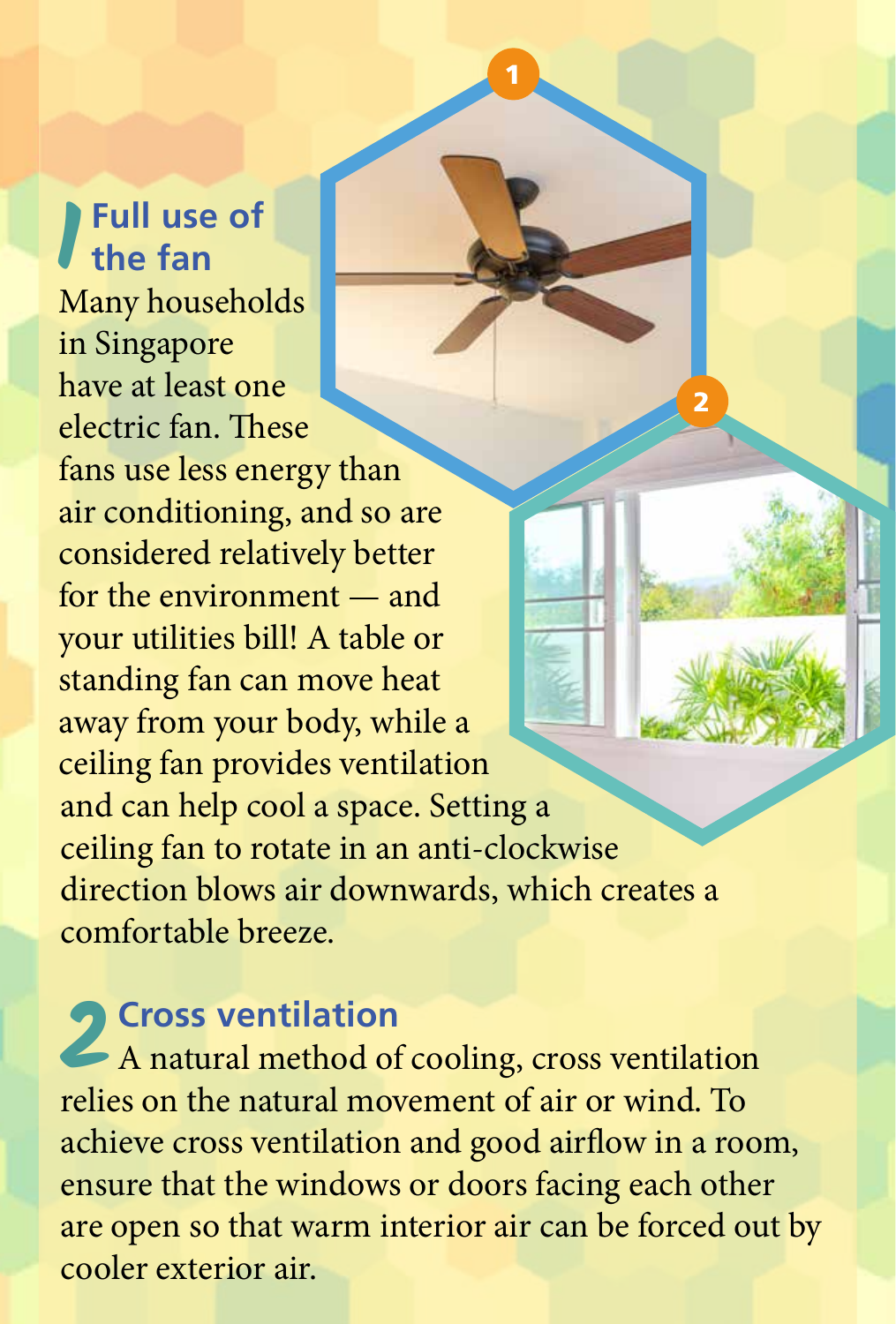## 1 Full use of the fan

Many households in Singapore have at least one electric fan. These fans use less energy than air conditioning, and so are considered relatively better for the environment — and your utilities bill! A table or standing fan can move heat away from your body, while a ceiling fan provides ventilation and can help cool a space. Setting a ceiling fan to rotate in an anti-clockwise direction blows air downwards, which creates a comfortable breeze.

## 2 Cross ventilation

A natural method of cooling, cross ventilation relies on the natural movement of air or wind. To achieve cross ventilation and good airflow in a room, ensure that the windows or doors facing each other are open so that warm interior air can be forced out by cooler exterior air.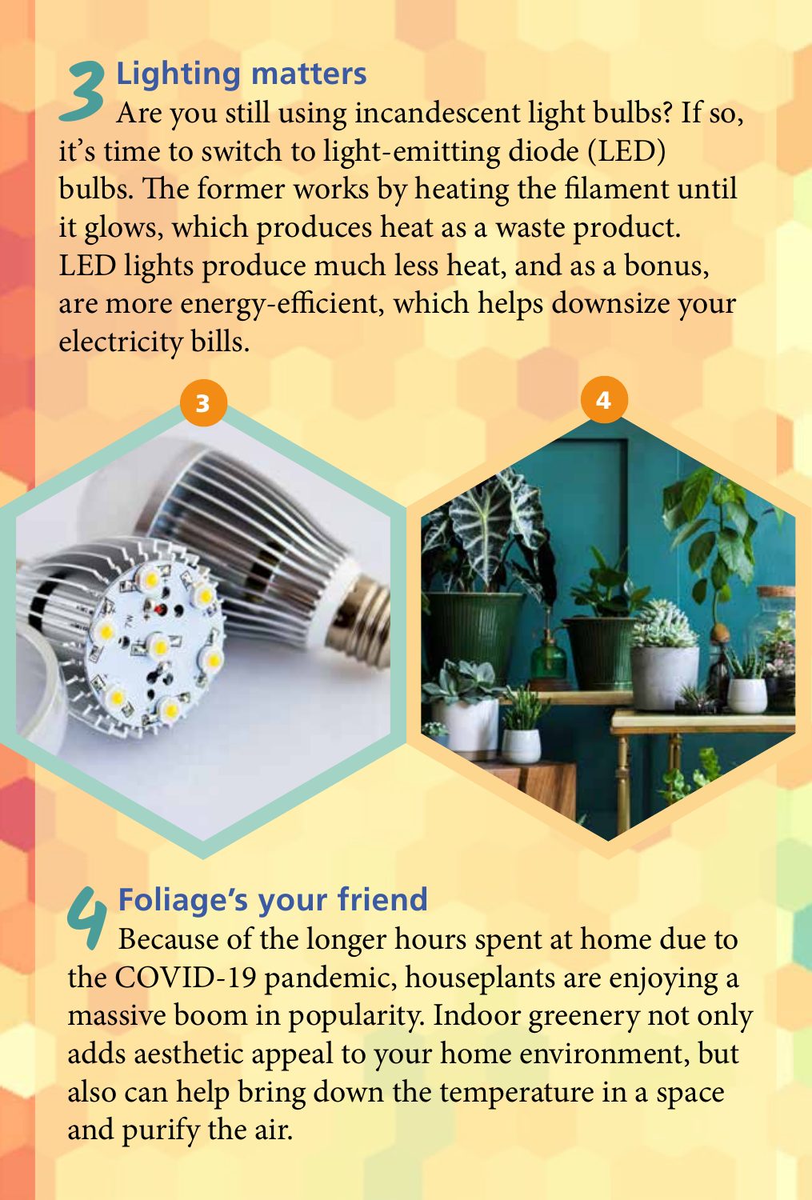## 3 Lighting matters

Are you still using incandescent light bulbs? If so, it's time to switch to light-emitting diode (LED) bulbs. The former works by heating the filament until it glows, which produces heat as a waste product. LED lights produce much less heat, and as a bonus, are more energy-efficient, which helps downsize your electricity bills.

## 4 Foliage's your friend

Because of the longer hours spent at home due to the COVID-19 pandemic, houseplants are enjoying a massive boom in popularity. Indoor greenery not only adds aesthetic appeal to your home environment, but also can help bring down the temperature in a space and purify the air.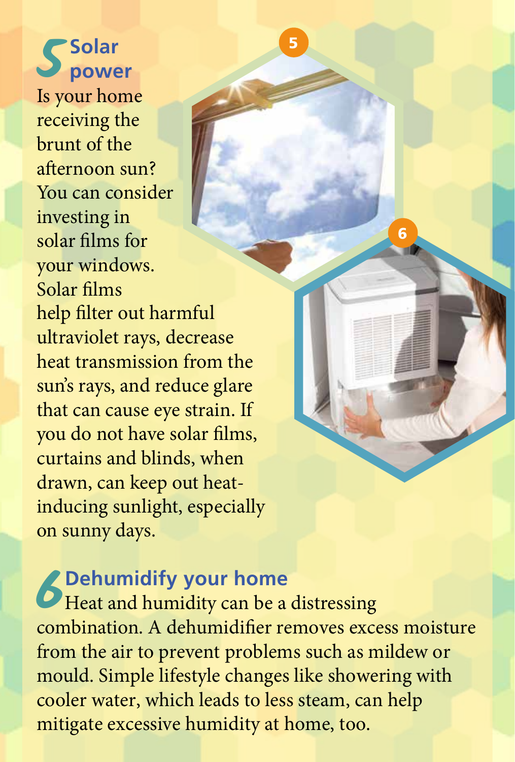## 5 Solar power

Is your home receiving the brunt of the afternoon sun? You can consider investing in solar films for your windows. Solar films help filter out harmful ultraviolet rays, decrease heat transmission from the sun's rays, and reduce glare that can cause eye strain. If you do not have solar films, curtains and blinds, when drawn, can keep out heat-inducing sunlight, especially on sunny days.

## 6 Dehumidify your home

Heat and humidity can be a distressing combination. A dehumidifier removes excess moisture from the air to prevent problems such as mildew or mould. Simple lifestyle changes like showering with cooler water, which leads to less steam, can help mitigate excessive humidity at home, too.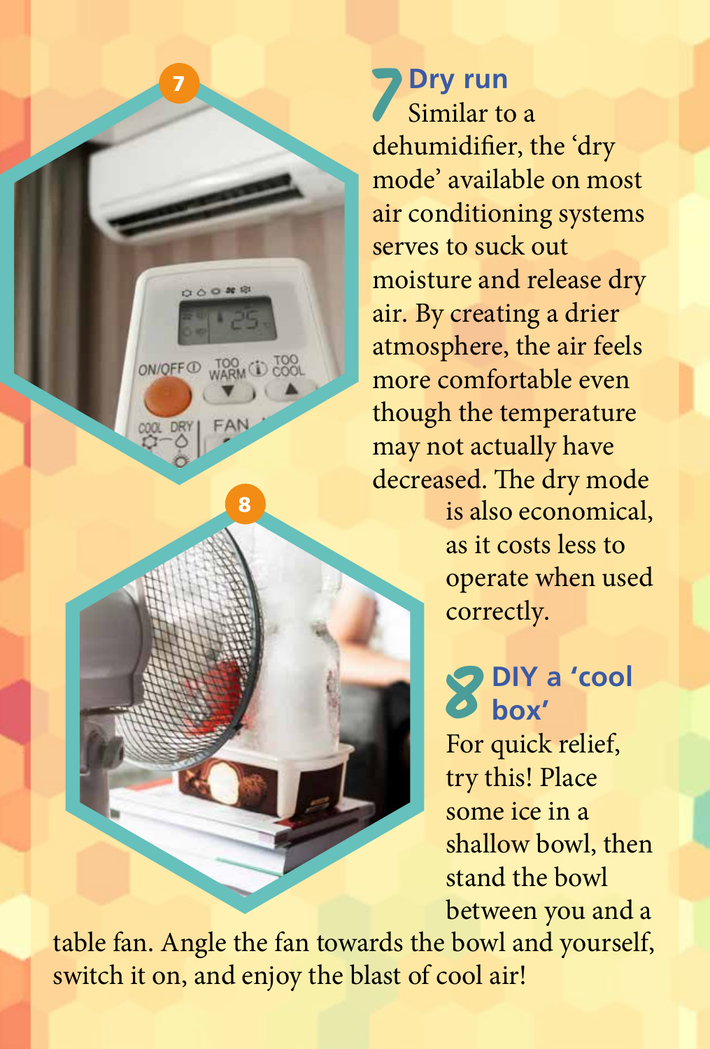## 7 Dry run

Similar to a dehumidifier, the 'dry mode' available on most air conditioning systems serves to suck out moisture and release dry air. By creating a drier atmosphere, the air feels more comfortable even though the temperature may not actually have decreased. The dry mode is also economical, as it costs less to operate when used correctly.

## 8 DIY a 'cool box'

For quick relief, try this! Place some ice in a shallow bowl, then stand the bowl between you and a table fan. Angle the fan towards the bowl and yourself, switch it on, and enjoy the blast of cool air!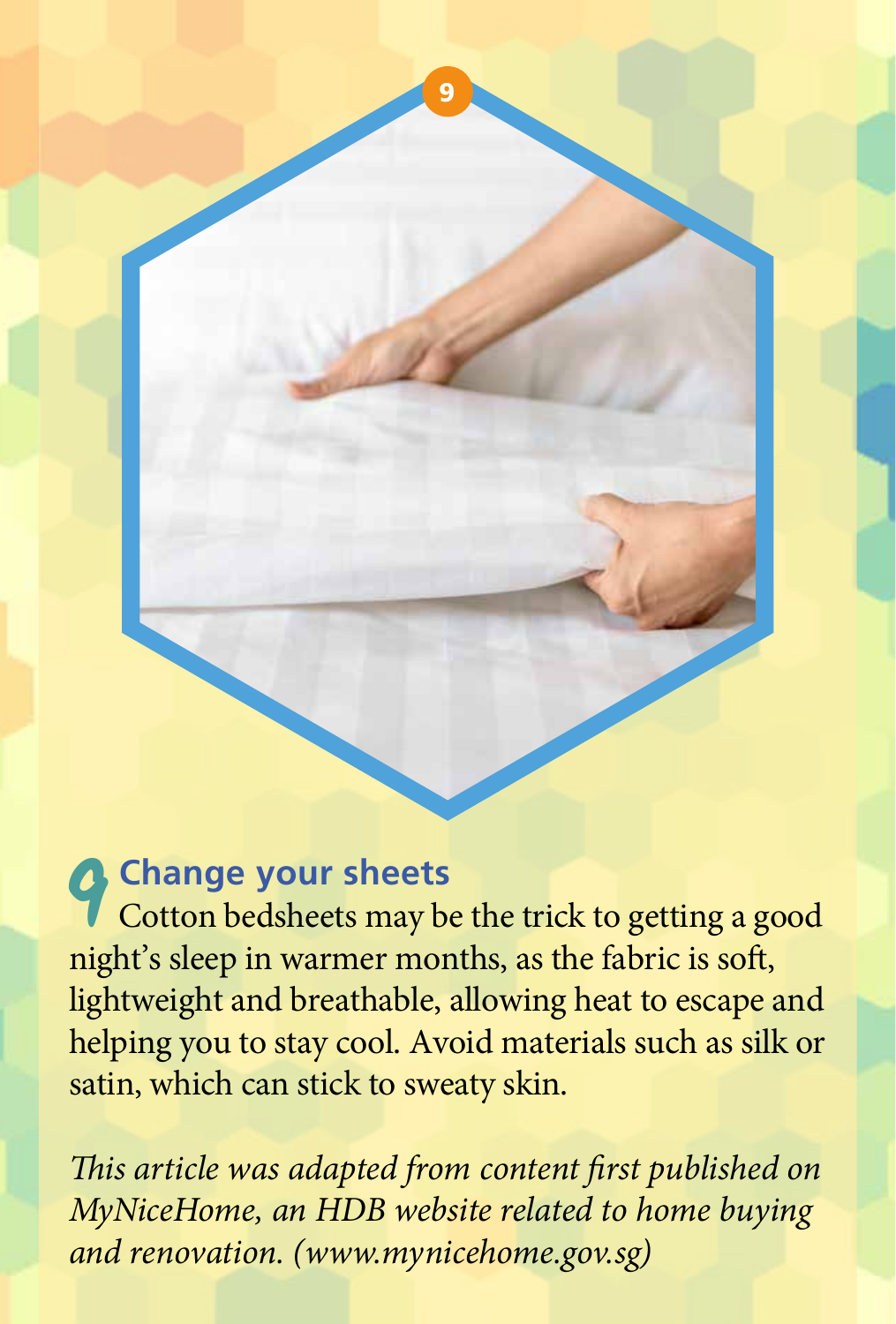## 9 Change your sheets

Cotton bedsheets may be the trick to getting a good night's sleep in warmer months, as the fabric is soft, lightweight and breathable, allowing heat to escape and helping you to stay cool. Avoid materials such as silk or satin, which can stick to sweaty skin.

*This article was adapted from content first published on MyNiceHome, an HDB website related to home buying and renovation. (www.mynicehome.gov.sg)*